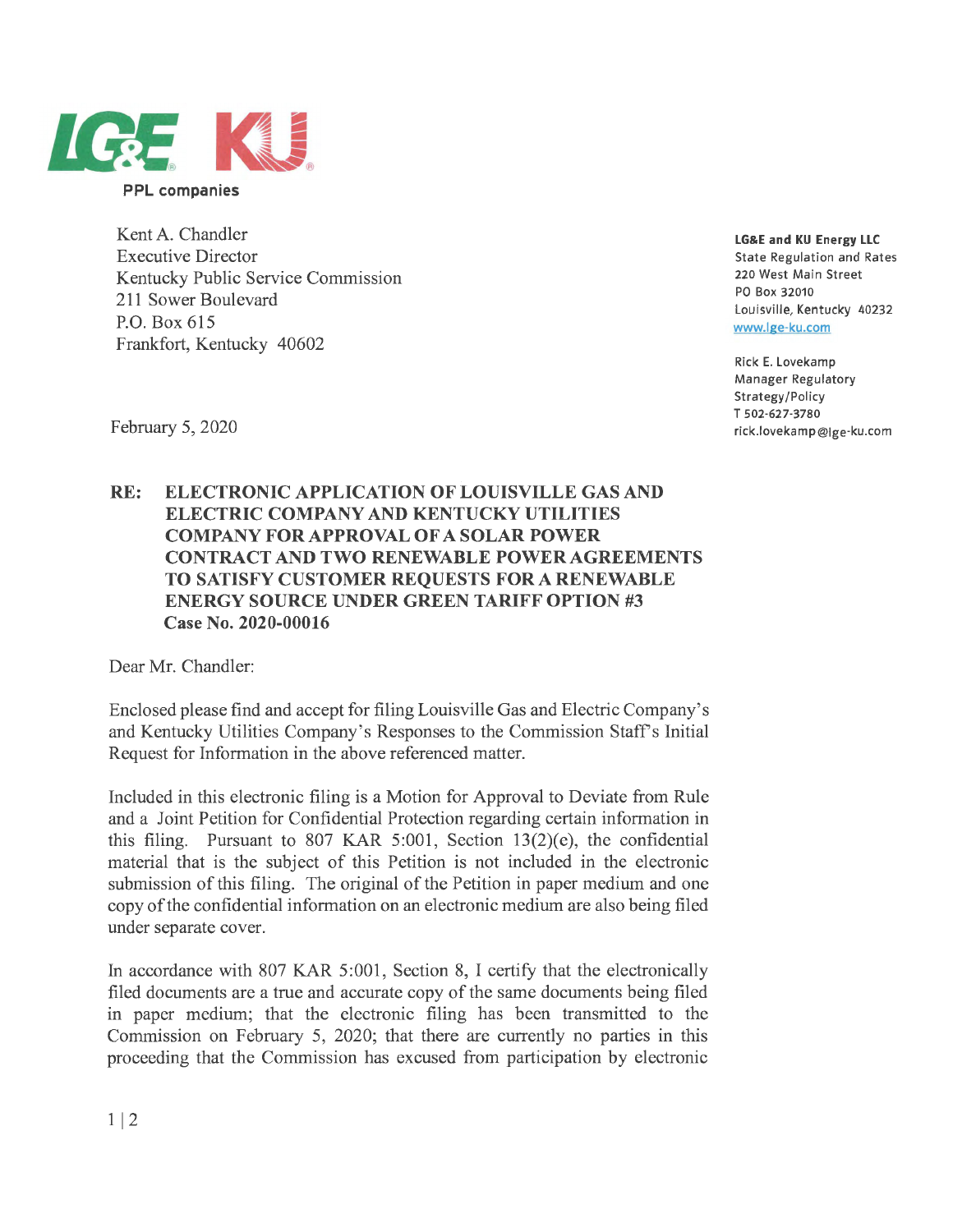LG&E KU

PPL companies

Kent A. Chandler
Executive Director
Kentucky Public Service Commission
211 Sower Boulevard
P.O. Box 615
Frankfort, Kentucky 40602

**LG&E and KU Energy LLC**
State Regulation and Rates
220 West Main Street
PO Box 32010
Louisville, Kentucky 40232
www.lge-ku.com

Rick E. Lovekamp
Manager Regulatory
Strategy/Policy
T 502-627-3780
rick.lovekamp@lge-ku.com

February 5, 2020

**RE: ELECTRONIC APPLICATION OF LOUISVILLE GAS AND ELECTRIC COMPANY AND KENTUCKY UTILITIES COMPANY FOR APPROVAL OF A SOLAR POWER CONTRACT AND TWO RENEWABLE POWER AGREEMENTS TO SATISFY CUSTOMER REQUESTS FOR A RENEWABLE ENERGY SOURCE UNDER GREEN TARIFF OPTION #3**
**Case No. 2020-00016**

Dear Mr. Chandler:

Enclosed please find and accept for filing Louisville Gas and Electric Company's and Kentucky Utilities Company's Responses to the Commission Staff's Initial Request for Information in the above referenced matter.

Included in this electronic filing is a Motion for Approval to Deviate from Rule and a Joint Petition for Confidential Protection regarding certain information in this filing. Pursuant to 807 KAR 5:001, Section 13(2)(e), the confidential material that is the subject of this Petition is not included in the electronic submission of this filing. The original of the Petition in paper medium and one copy of the confidential information on an electronic medium are also being filed under separate cover.

In accordance with 807 KAR 5:001, Section 8, I certify that the electronically filed documents are a true and accurate copy of the same documents being filed in paper medium; that the electronic filing has been transmitted to the Commission on February 5, 2020; that there are currently no parties in this proceeding that the Commission has excused from participation by electronic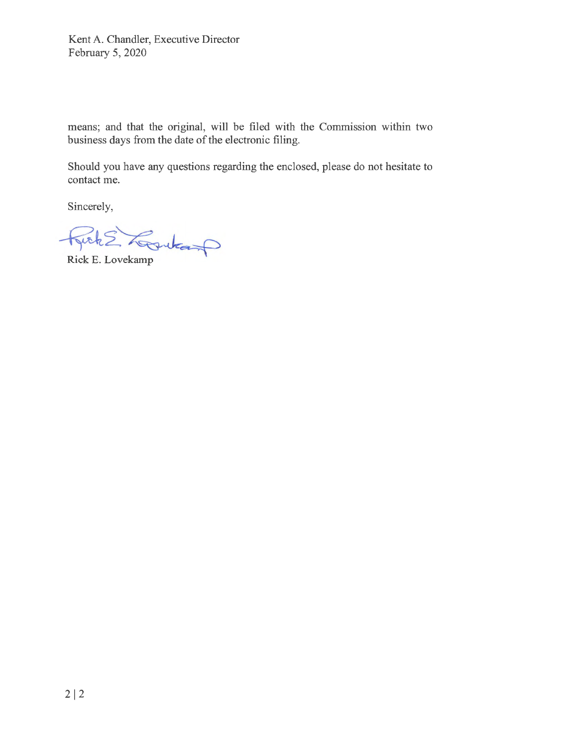means; and that the original, will be filed with the Commission within two business days from the date of the electronic filing.

Should you have any questions regarding the enclosed, please do not hesitate to contact me.

Sincerely,

Rick E. Lovekamp